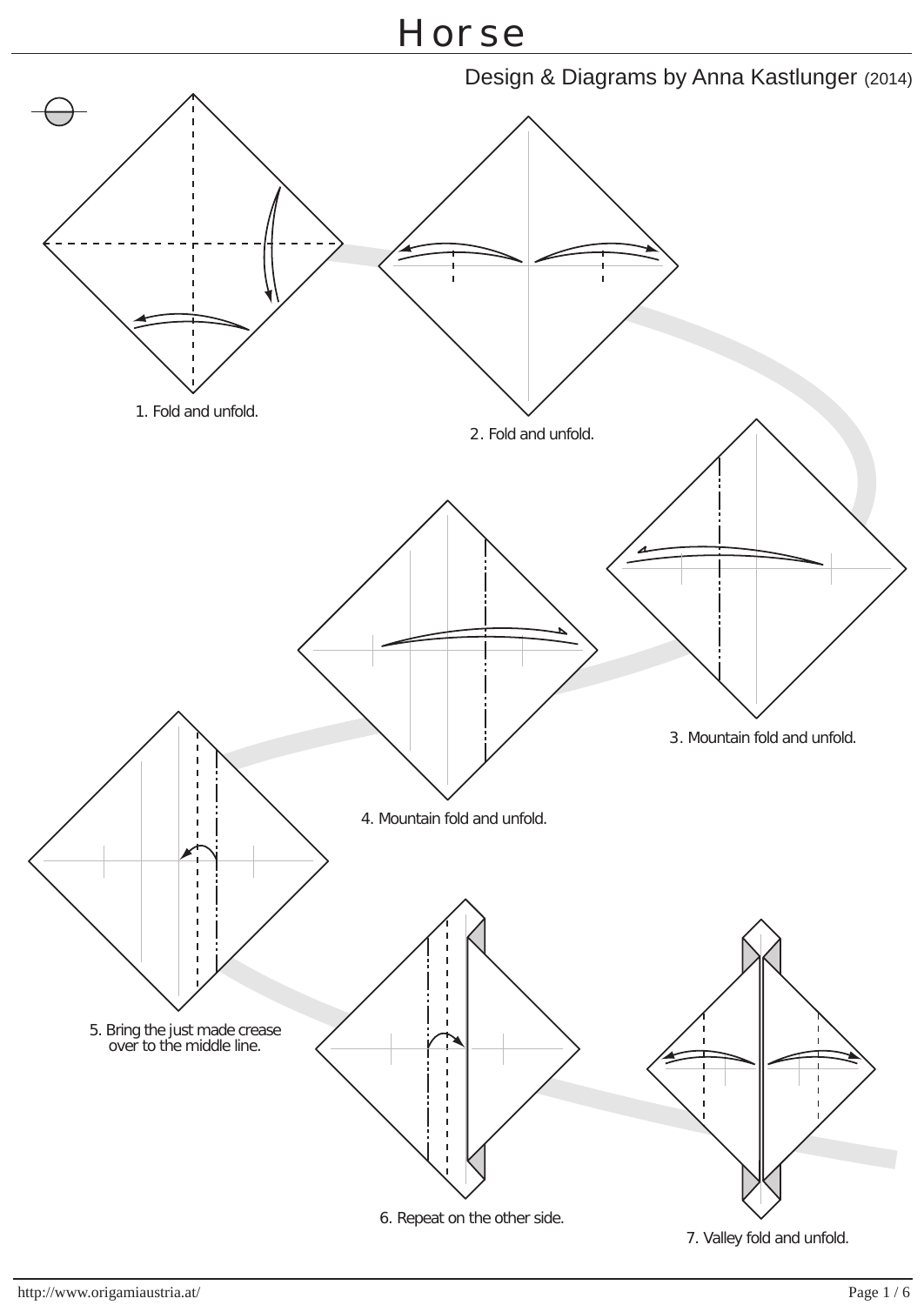# Horse

Design & Diagrams by Anna Kastlunger (2014)

1. Fold and unfold.

2. Fold and unfold.

3. Mountain fold and unfold.

4. Mountain fold and unfold.

5. Bring the just made crease over to the middle line.

6. Repeat on the other side.

7. Valley fold and unfold.

http://www.origamiaustria.at/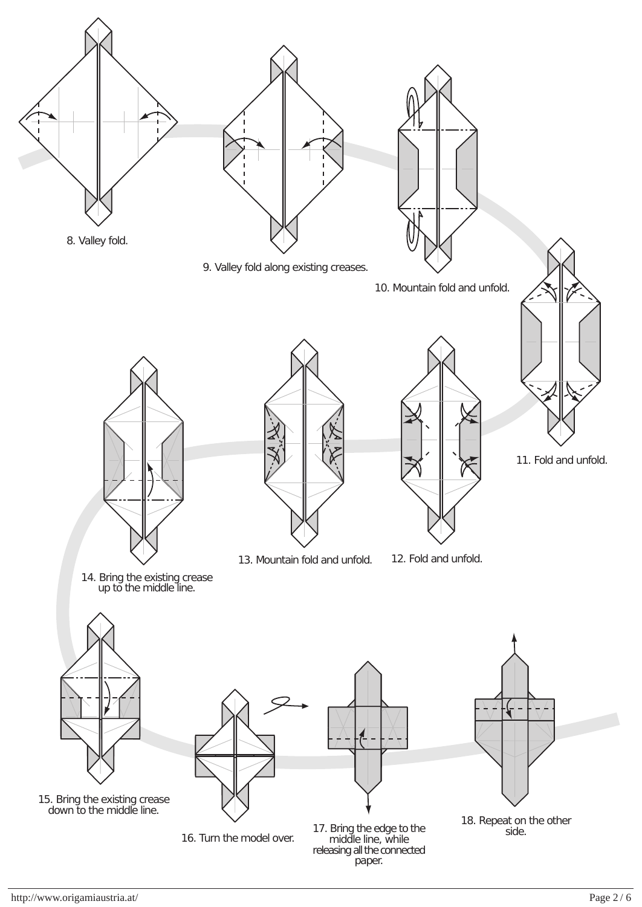8. Valley fold.

9. Valley fold along existing creases.

10. Mountain fold and unfold.

11. Fold and unfold.

12. Fold and unfold.

13. Mountain fold and unfold.

14. Bring the existing crease up to the middle line.

15. Bring the existing crease down to the middle line.

16. Turn the model over.

17. Bring the edge to the middle line, while releasing all the connected paper.

18. Repeat on the other side.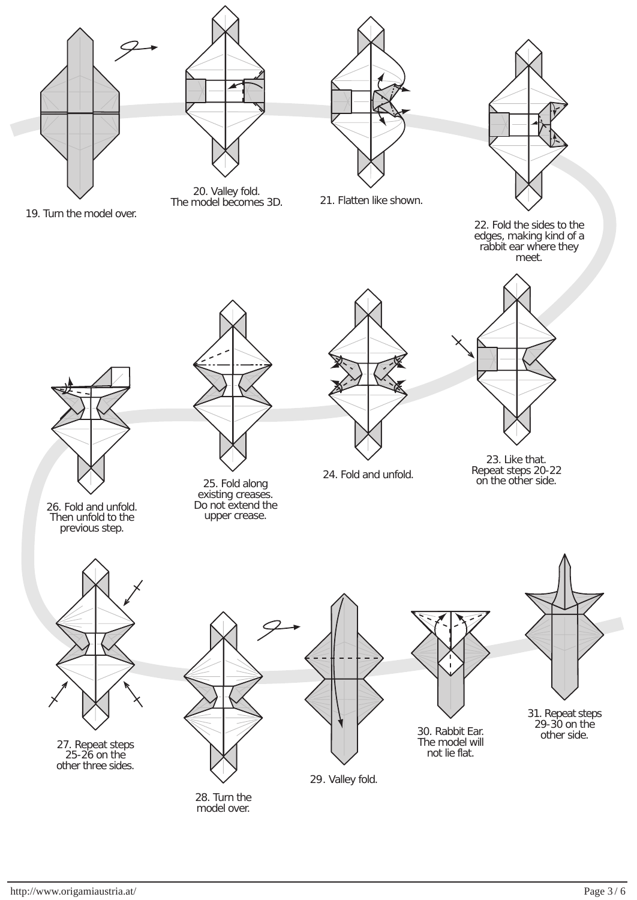19. Turn the model over.

20. Valley fold.
The model becomes 3D.

21. Flatten like shown.

22. Fold the sides to the edges, making kind of a rabbit ear where they meet.

23. Like that.
Repeat steps 20-22 on the other side.

24. Fold and unfold.

25. Fold along existing creases. Do not extend the upper crease.

26. Fold and unfold. Then unfold to the previous step.

27. Repeat steps 25-26 on the other three sides.

28. Turn the model over.

29. Valley fold.

30. Rabbit Ear. The model will not lie flat.

31. Repeat steps 29-30 on the other side.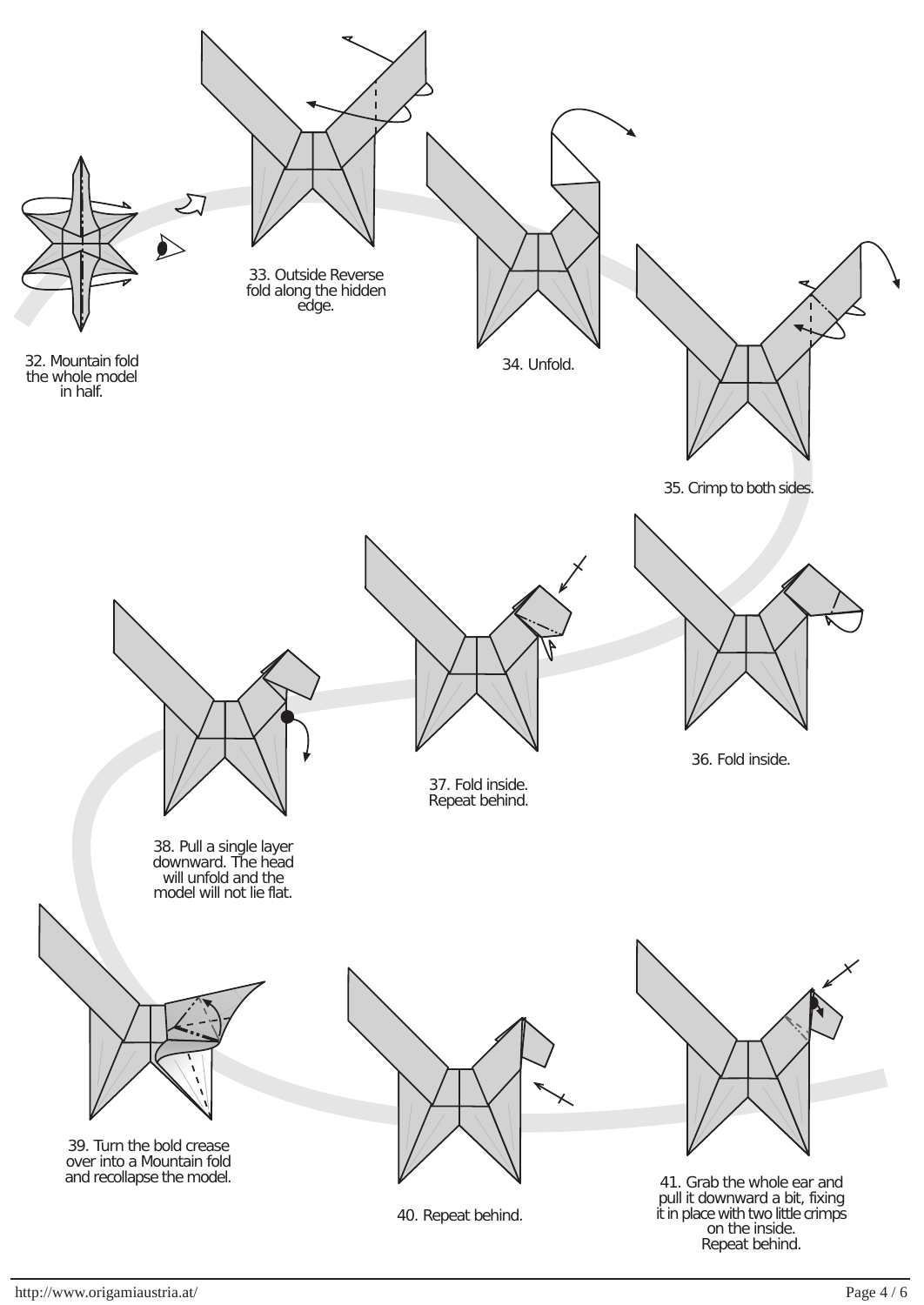32. Mountain fold the whole model in half.

33. Outside Reverse fold along the hidden edge.

34. Unfold.

35. Crimp to both sides.

36. Fold inside.

37. Fold inside. Repeat behind.

38. Pull a single layer downward. The head will unfold and the model will not lie flat.

39. Turn the bold crease over into a Mountain fold and recollapse the model.

40. Repeat behind.

41. Grab the whole ear and pull it downward a bit, fixing it in place with two little crimps on the inside. Repeat behind.

http://www.origamiaustria.at/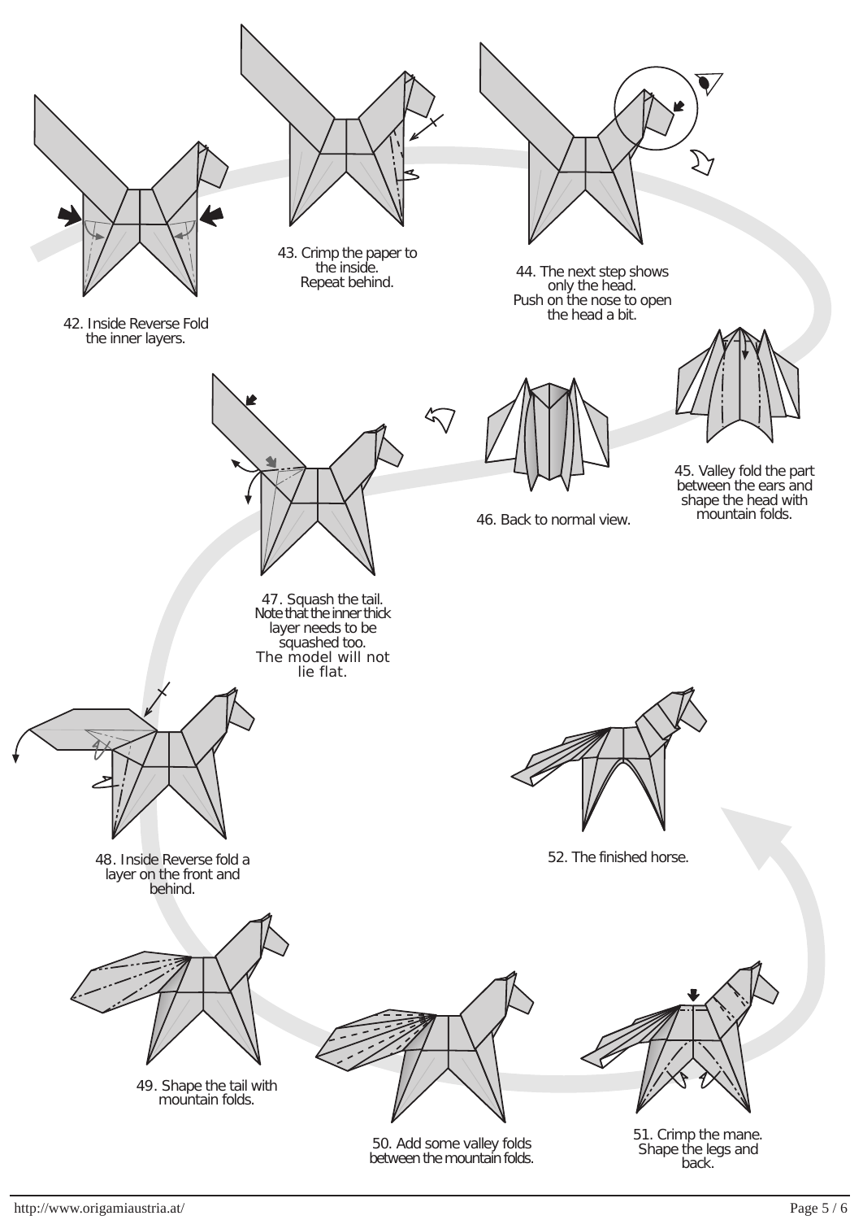42. Inside Reverse Fold the inner layers.

43. Crimp the paper to the inside. Repeat behind.

44. The next step shows only the head. Push on the nose to open the head a bit.

45. Valley fold the part between the ears and shape the head with mountain folds.

46. Back to normal view.

47. Squash the tail. Note that the inner thick layer needs to be squashed too. The model will not lie flat.

48. Inside Reverse fold a layer on the front and behind.

49. Shape the tail with mountain folds.

50. Add some valley folds between the mountain folds.

51. Crimp the mane. Shape the legs and back.

52. The finished horse.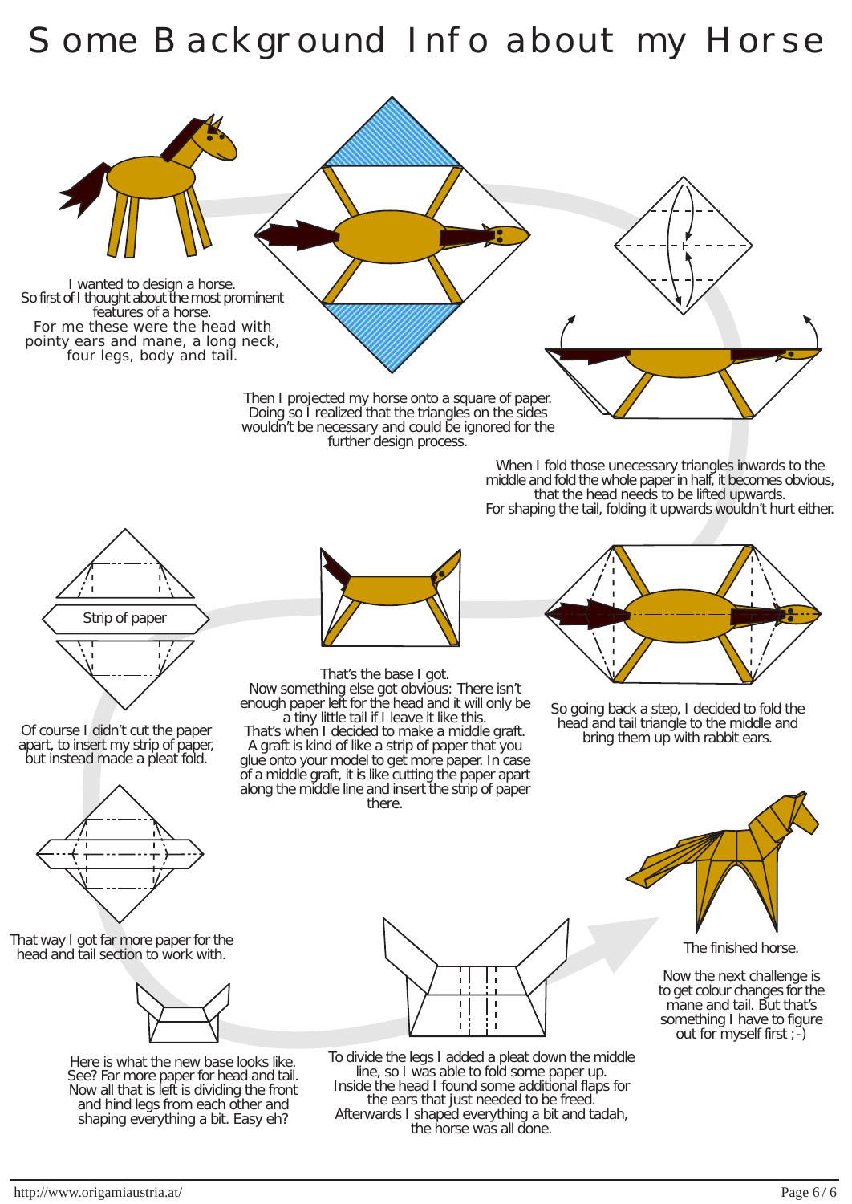# Some Background Info about my Horse

I wanted to design a horse.
So first of I thought about the most prominent features of a horse.
For me these were the head with pointy ears and mane, a long neck, four legs, body and tail.

Then I projected my horse onto a square of paper. Doing so I realized that the triangles on the sides wouldn't be necessary and could be ignored for the further design process.

When I fold those unecessary triangles inwards to the middle and fold the whole paper in half, it becomes obvious, that the head needs to be lifted upwards.
For shaping the tail, folding it upwards wouldn't hurt either.

So going back a step, I decided to fold the head and tail triangle to the middle and bring them up with rabbit ears.

That's the base I got.
Now something else got obvious: There isn't enough paper left for the head and it will only be a tiny little tail if I leave it like this.
That's when I decided to make a middle graft.
A graft is kind of like a strip of paper that you glue onto your model to get more paper. In case of a middle graft, it is like cutting the paper apart along the middle line and insert the strip of paper there.

Strip of paper

Of course I didn't cut the paper apart, to insert my strip of paper, but instead made a pleat fold.

That way I got far more paper for the head and tail section to work with.

Here is what the new base looks like. See? Far more paper for head and tail. Now all that is left is dividing the front and hind legs from each other and shaping everything a bit. Easy eh?

To divide the legs I added a pleat down the middle line, so I was able to fold some paper up. Inside the head I found some additional flaps for the ears that just needed to be freed.
Afterwards I shaped everything a bit and tadah, the horse was all done.

The finished horse.

Now the next challenge is to get colour changes for the mane and tail. But that's something I have to figure out for myself first ;-)

http://www.origamiaustria.at/